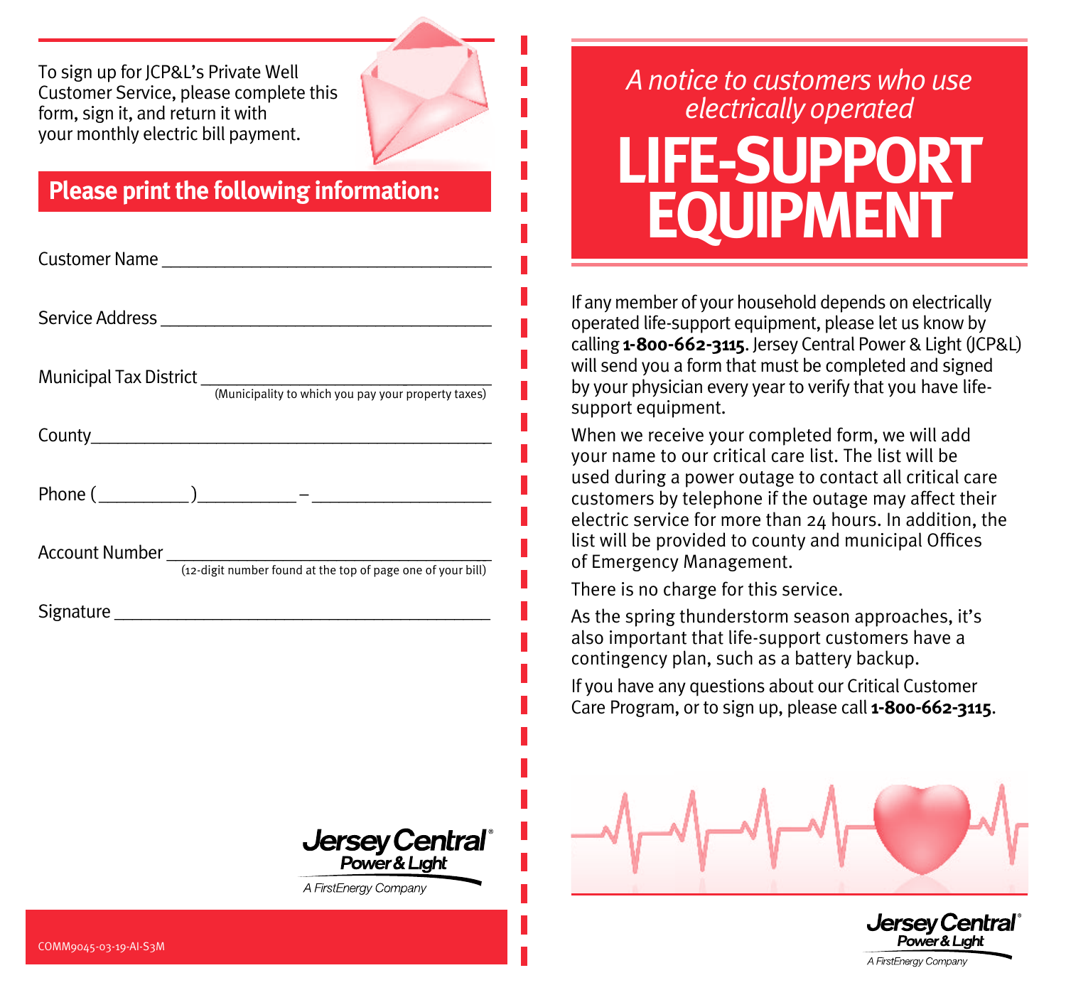To sign up for JCP&L's Private Well Customer Service, please complete this form, sign it, and return it with your monthly electric bill payment.

## Please print the following information:

Customer Name ____________________________________

Service Address ____________________________________

Municipal Tax District ____________________________________
(Municipality to which you pay your property taxes)

County____________________________________

Phone (_________)_________ – __________________

Account Number ____________________________________
(12-digit number found at the top of page one of your bill)

Signature ____________________________________

Jersey Central Power & Light
A FirstEnergy Company

COMM9045-03-19-AI-S3M

*A notice to customers who use electrically operated*

# LIFE-SUPPORT EQUIPMENT

If any member of your household depends on electrically operated life-support equipment, please let us know by calling **1-800-662-3115**. Jersey Central Power & Light (JCP&L) will send you a form that must be completed and signed by your physician every year to verify that you have life-support equipment.

When we receive your completed form, we will add your name to our critical care list. The list will be used during a power outage to contact all critical care customers by telephone if the outage may affect their electric service for more than 24 hours. In addition, the list will be provided to county and municipal Offices of Emergency Management.

There is no charge for this service.

As the spring thunderstorm season approaches, it's also important that life-support customers have a contingency plan, such as a battery backup.

If you have any questions about our Critical Customer Care Program, or to sign up, please call **1-800-662-3115**.

Jersey Central Power & Light
A FirstEnergy Company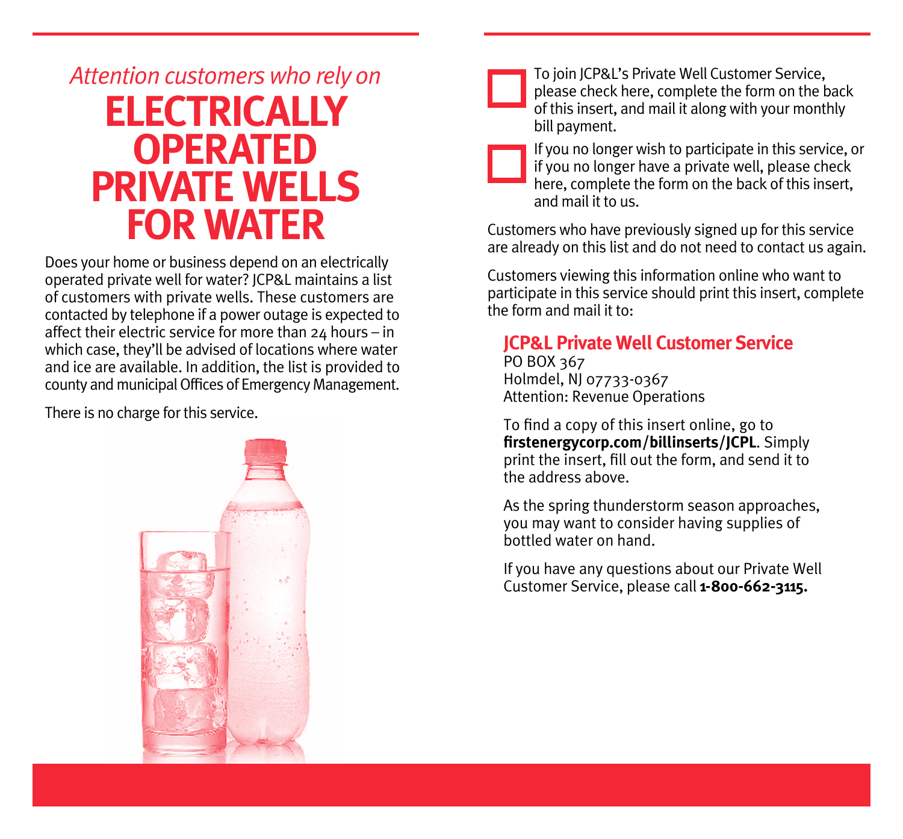*Attention customers who rely on*

# ELECTRICALLY OPERATED PRIVATE WELLS FOR WATER

Does your home or business depend on an electrically operated private well for water? JCP&L maintains a list of customers with private wells. These customers are contacted by telephone if a power outage is expected to affect their electric service for more than 24 hours – in which case, they'll be advised of locations where water and ice are available. In addition, the list is provided to county and municipal Offices of Emergency Management.

There is no charge for this service.

☐ To join JCP&L's Private Well Customer Service, please check here, complete the form on the back of this insert, and mail it along with your monthly bill payment.

☐ If you no longer wish to participate in this service, or if you no longer have a private well, please check here, complete the form on the back of this insert, and mail it to us.

Customers who have previously signed up for this service are already on this list and do not need to contact us again.

Customers viewing this information online who want to participate in this service should print this insert, complete the form and mail it to:

**JCP&L Private Well Customer Service**
PO BOX 367
Holmdel, NJ 07733-0367
Attention: Revenue Operations

To find a copy of this insert online, go to **firstenergycorp.com/billinserts/JCPL**. Simply print the insert, fill out the form, and send it to the address above.

As the spring thunderstorm season approaches, you may want to consider having supplies of bottled water on hand.

If you have any questions about our Private Well Customer Service, please call **1-800-662-3115.**